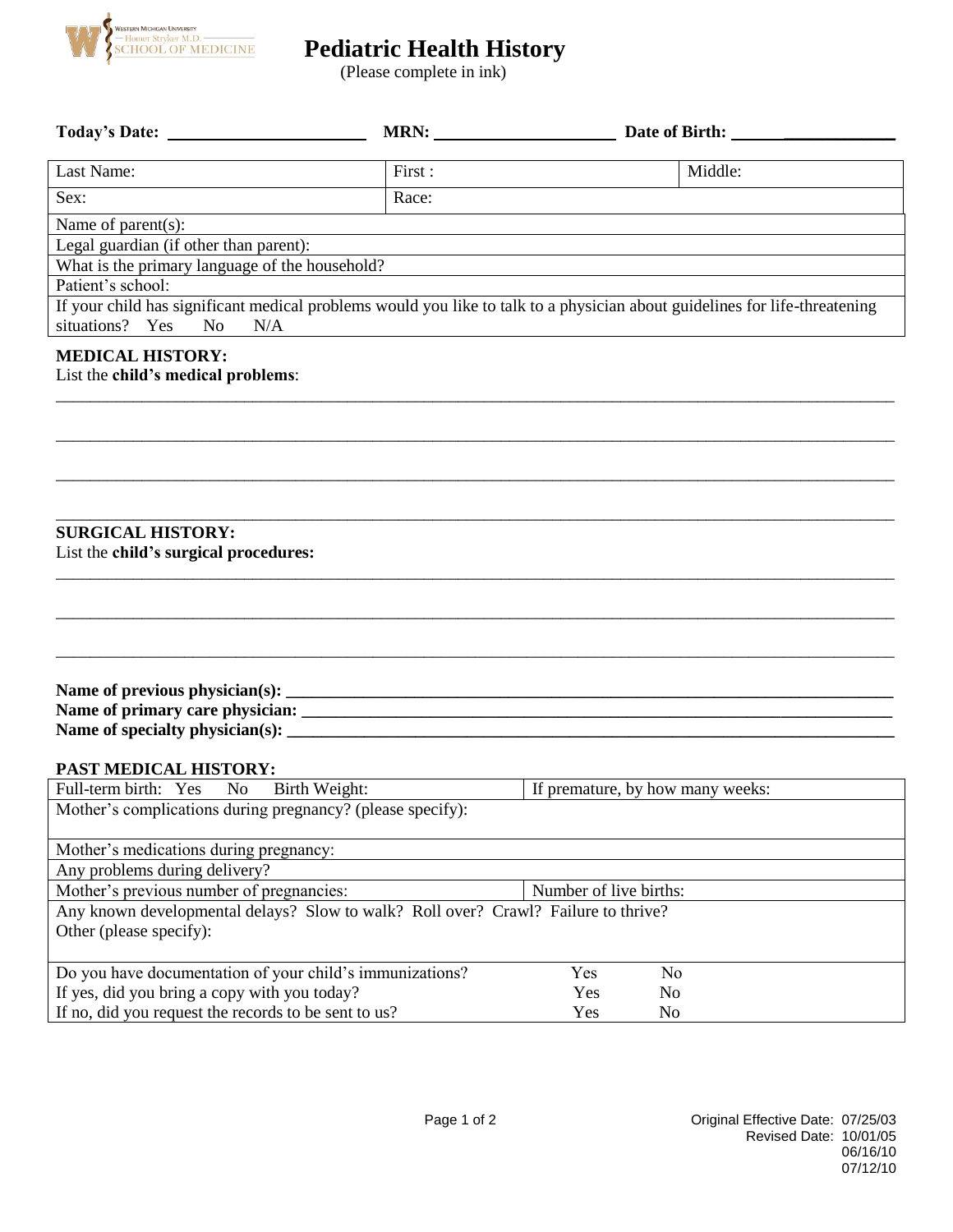# Pediatric Health History

(Please complete in ink)

**Today's Date:** ______________________ **MRN:** ____________________ **Date of Birth:** ___________________

| Last Name: | First : | Middle: |
|---|---|---|
| Sex: | Race: | |
| Name of parent(s): | | |
| Legal guardian (if other than parent): | | |
| What is the primary language of the household? | | |
| Patient's school: | | |
| If your child has significant medical problems would you like to talk to a physician about guidelines for life-threatening situations? Yes No N/A | | |

**MEDICAL HISTORY:**

List the **child's medical problems**:

____________________________________________________________________________________________

____________________________________________________________________________________________

____________________________________________________________________________________________

____________________________________________________________________________________________

**SURGICAL HISTORY:**

List the **child's surgical procedures:**

____________________________________________________________________________________________

____________________________________________________________________________________________

____________________________________________________________________________________________

**Name of previous physician(s): ______________________________________________________________**

**Name of primary care physician: ____________________________________________________________**

**Name of specialty physician(s): _____________________________________________________________**

**PAST MEDICAL HISTORY:**

| Full-term birth: Yes No Birth Weight: | If premature, by how many weeks: | |
|---|---|---|
| Mother's complications during pregnancy? (please specify): | | |
| Mother's medications during pregnancy: | | |
| Any problems during delivery? | | |
| Mother's previous number of pregnancies: | Number of live births: | |
| Any known developmental delays? Slow to walk? Roll over? Crawl? Failure to thrive? Other (please specify): | | |
| Do you have documentation of your child's immunizations? | Yes | No |
| If yes, did you bring a copy with you today? | Yes | No |
| If no, did you request the records to be sent to us? | Yes | No |

Original Effective Date: 07/25/03
Revised Date: 10/01/05
06/16/10
07/12/10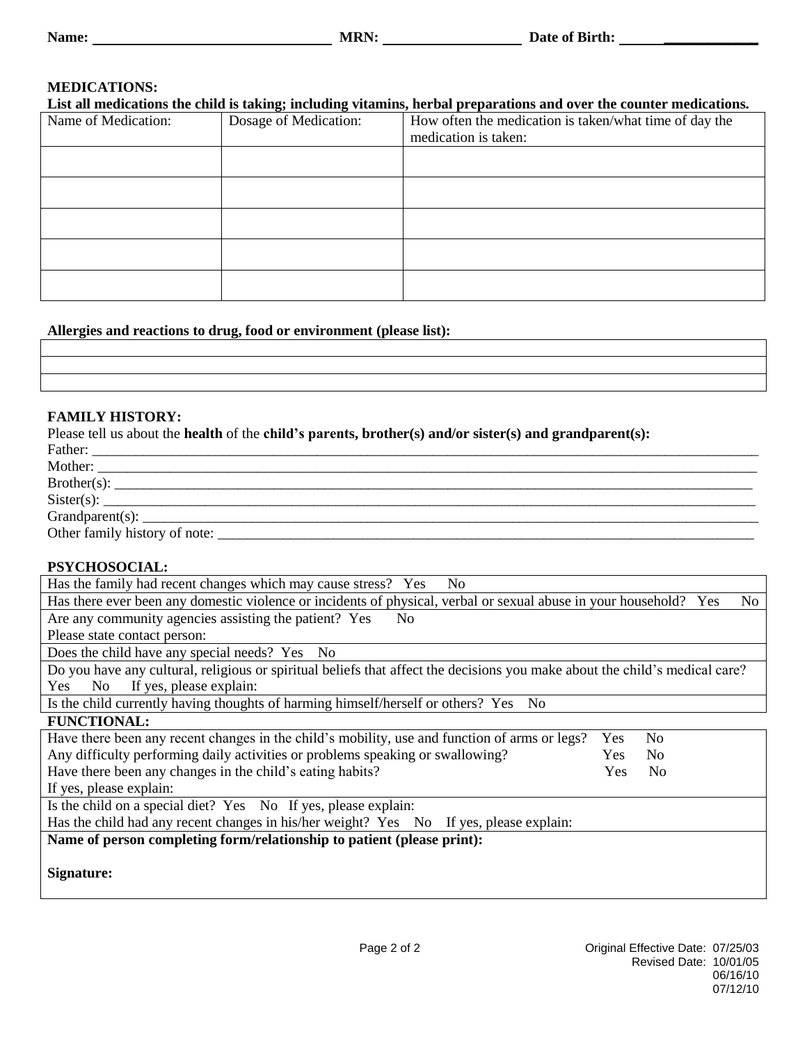**Name:** ______________________________ **MRN:** __________________ **Date of Birth:** ____________________

**MEDICATIONS:**

**List all medications the child is taking; including vitamins, herbal preparations and over the counter medications.**

| Name of Medication: | Dosage of Medication: | How often the medication is taken/what time of day the medication is taken: |
|---|---|---|
| | | |
| | | |
| | | |
| | | |
| | | |

**Allergies and reactions to drug, food or environment (please list):**

| |
|---|
| |
| |
| |

**FAMILY HISTORY:**

Please tell us about the **health** of the **child's parents, brother(s) and/or sister(s) and grandparent(s):**

Father: ______________________________________________________________________________

Mother: ______________________________________________________________________________

Brother(s): ___________________________________________________________________________

Sister(s): ____________________________________________________________________________

Grandparent(s): _______________________________________________________________________

Other family history of note: ____________________________________________________________

**PSYCHOSOCIAL:**

Has the family had recent changes which may cause stress? Yes No

Has there ever been any domestic violence or incidents of physical, verbal or sexual abuse in your household? Yes No

Are any community agencies assisting the patient? Yes No
Please state contact person:

Does the child have any special needs? Yes No

Do you have any cultural, religious or spiritual beliefs that affect the decisions you make about the child's medical care?
Yes No If yes, please explain:

Is the child currently having thoughts of harming himself/herself or others? Yes No

**FUNCTIONAL:**

Have there been any recent changes in the child's mobility, use and function of arms or legs? Yes No
Any difficulty performing daily activities or problems speaking or swallowing? Yes No
Have there been any changes in the child's eating habits? Yes No
If yes, please explain:

Is the child on a special diet? Yes No If yes, please explain:

Has the child had any recent changes in his/her weight? Yes No If yes, please explain:

**Name of person completing form/relationship to patient (please print):**

**Signature:**

Original Effective Date: 07/25/03
Revised Date: 10/01/05
06/16/10
07/12/10